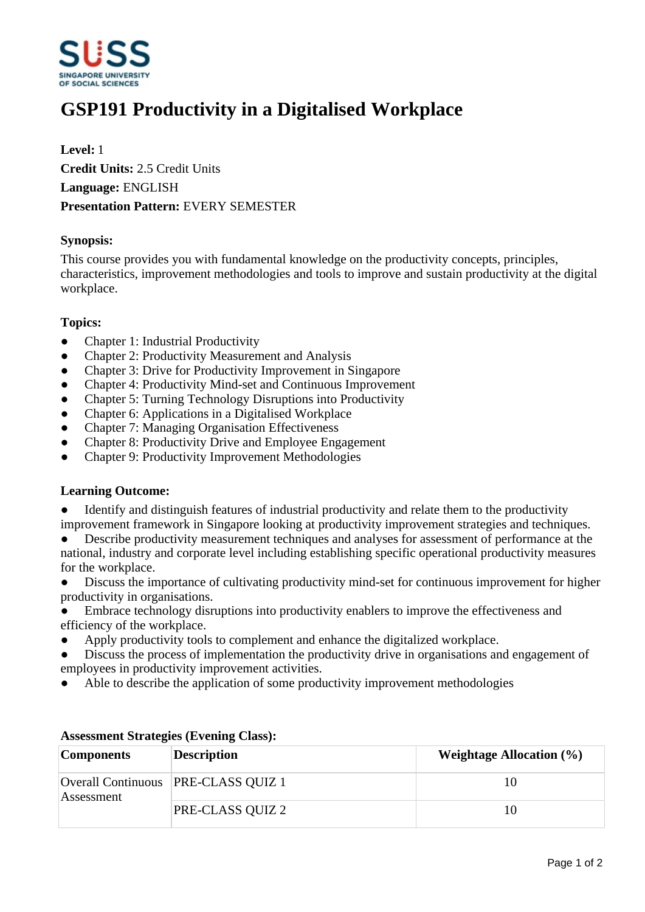# GSP191 Productivity in a Digitalised Workplace

**Level:** 1

**Credit Units:** 2.5 Credit Units

**Language:** ENGLISH

**Presentation Pattern:** EVERY SEMESTER

### Synopsis:

This course provides you with fundamental knowledge on the productivity concepts, principles, characteristics, improvement methodologies and tools to improve and sustain productivity at the digital workplace.

### Topics:

- Chapter 1: Industrial Productivity
- Chapter 2: Productivity Measurement and Analysis
- Chapter 3: Drive for Productivity Improvement in Singapore
- Chapter 4: Productivity Mind-set and Continuous Improvement
- Chapter 5: Turning Technology Disruptions into Productivity
- Chapter 6: Applications in a Digitalised Workplace
- Chapter 7: Managing Organisation Effectiveness
- Chapter 8: Productivity Drive and Employee Engagement
- Chapter 9: Productivity Improvement Methodologies

### Learning Outcome:

- Identify and distinguish features of industrial productivity and relate them to the productivity improvement framework in Singapore looking at productivity improvement strategies and techniques.
- Describe productivity measurement techniques and analyses for assessment of performance at the national, industry and corporate level including establishing specific operational productivity measures for the workplace.
- Discuss the importance of cultivating productivity mind-set for continuous improvement for higher productivity in organisations.
- Embrace technology disruptions into productivity enablers to improve the effectiveness and efficiency of the workplace.
- Apply productivity tools to complement and enhance the digitalized workplace.
- Discuss the process of implementation the productivity drive in organisations and engagement of employees in productivity improvement activities.
- Able to describe the application of some productivity improvement methodologies

### Assessment Strategies (Evening Class):

| Components | Description | Weightage Allocation (%) |
|---|---|---|
| Overall Continuous Assessment | PRE-CLASS QUIZ 1 | 10 |
| | PRE-CLASS QUIZ 2 | 10 |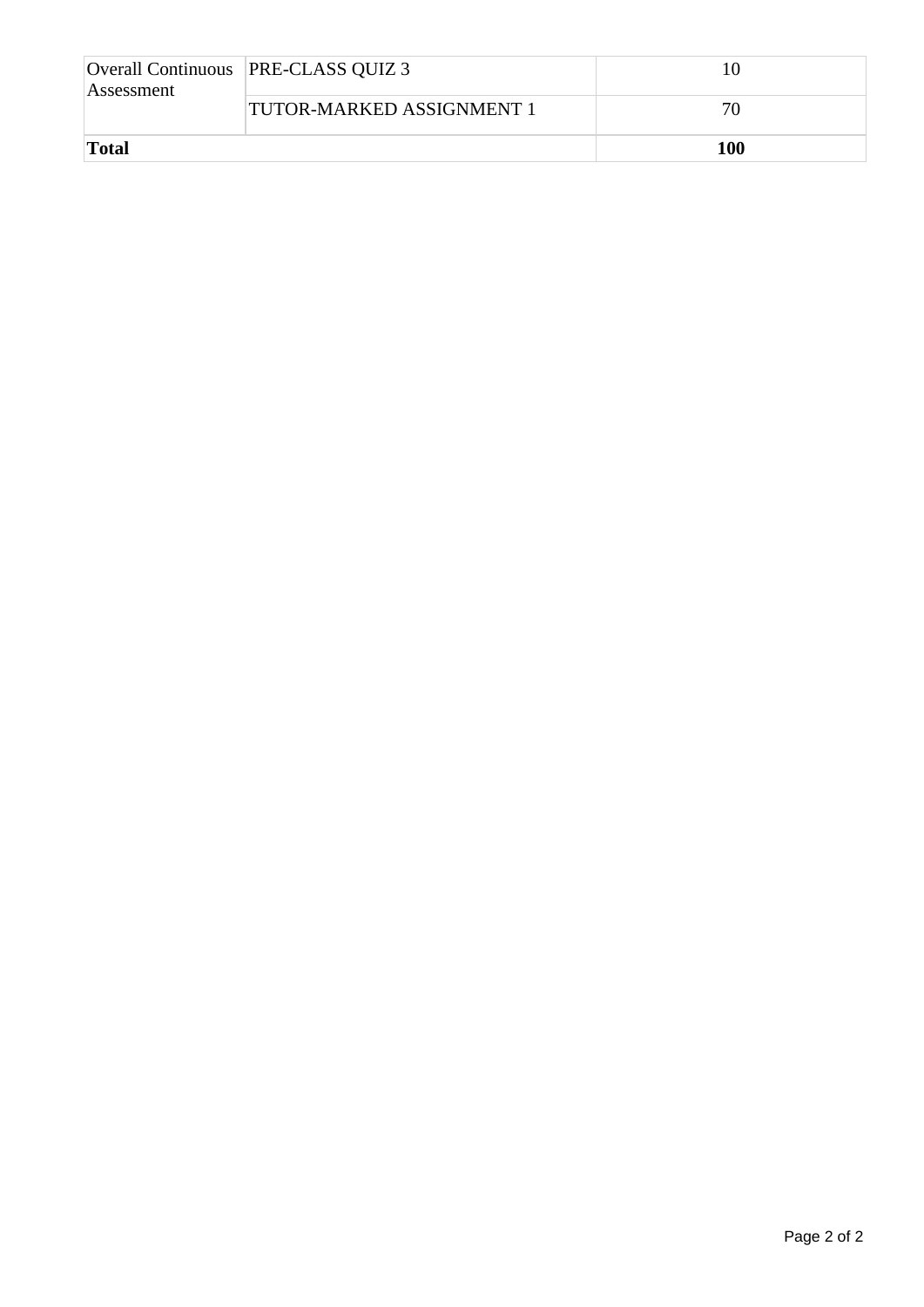| | | |
|---|---|---|
| Overall Continuous Assessment | PRE-CLASS QUIZ 3 | 10 |
| | TUTOR-MARKED ASSIGNMENT 1 | 70 |
| **Total** | | **100** |